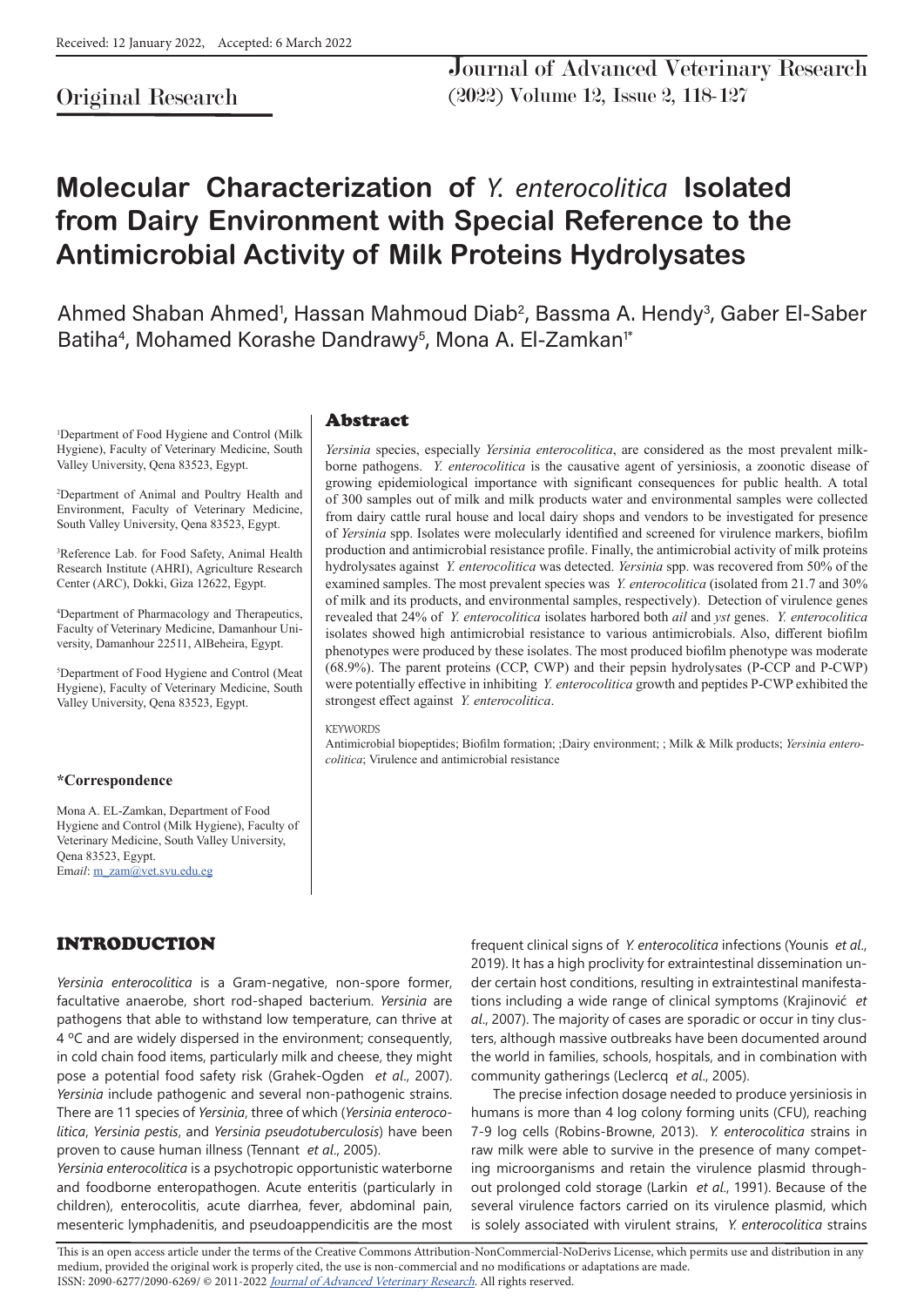Received: 12 January 2022, Accepted: 6 March 2022

Original Research

# Molecular Characterization of *Y. enterocolitica* Isolated from Dairy Environment with Special Reference to the Antimicrobial Activity of Milk Proteins Hydrolysates

Ahmed Shaban Ahmed[1], Hassan Mahmoud Diab[2], Bassma A. Hendy[3], Gaber El-Saber Batiha[4], Mohamed Korashe Dandrawy[5], Mona A. El-Zamkan[1*]

[1]Department of Food Hygiene and Control (Milk Hygiene), Faculty of Veterinary Medicine, South Valley University, Qena 83523, Egypt.

[2]Department of Animal and Poultry Health and Environment, Faculty of Veterinary Medicine, South Valley University, Qena 83523, Egypt.

[3]Reference Lab. for Food Safety, Animal Health Research Institute (AHRI), Agriculture Research Center (ARC), Dokki, Giza 12622, Egypt.

[4]Department of Pharmacology and Therapeutics, Faculty of Veterinary Medicine, Damanhour University, Damanhour 22511, AlBeheira, Egypt.

[5]Department of Food Hygiene and Control (Meat Hygiene), Faculty of Veterinary Medicine, South Valley University, Qena 83523, Egypt.

**\*Correspondence**

Mona A. EL-Zamkan, Department of Food Hygiene and Control (Milk Hygiene), Faculty of Veterinary Medicine, South Valley University, Qena 83523, Egypt.
Email: m_zam@vet.svu.edu.eg

## Abstract

*Yersinia* species, especially *Yersinia enterocolitica*, are considered as the most prevalent milk-borne pathogens. *Y. enterocolitica* is the causative agent of yersiniosis, a zoonotic disease of growing epidemiological importance with significant consequences for public health. A total of 300 samples out of milk and milk products water and environmental samples were collected from dairy cattle rural house and local dairy shops and vendors to be investigated for presence of *Yersinia* spp. Isolates were molecularly identified and screened for virulence markers, biofilm production and antimicrobial resistance profile. Finally, the antimicrobial activity of milk proteins hydrolysates against *Y. enterocolitica* was detected. *Yersinia* spp. was recovered from 50% of the examined samples. The most prevalent species was *Y. enterocolitica* (isolated from 21.7 and 30% of milk and its products, and environmental samples, respectively). Detection of virulence genes revealed that 24% of *Y. enterocolitica* isolates harbored both *ail* and *yst* genes. *Y. enterocolitica* isolates showed high antimicrobial resistance to various antimicrobials. Also, different biofilm phenotypes were produced by these isolates. The most produced biofilm phenotype was moderate (68.9%). The parent proteins (CCP, CWP) and their pepsin hydrolysates (P-CCP and P-CWP) were potentially effective in inhibiting *Y. enterocolitica* growth and peptides P-CWP exhibited the strongest effect against *Y. enterocolitica*.

KEYWORDS
Antimicrobial biopeptides; Biofilm formation; ;Dairy environment; ; Milk & Milk products; *Yersinia enterocolitica*; Virulence and antimicrobial resistance

## INTRODUCTION

*Yersinia enterocolitica* is a Gram-negative, non-spore former, facultative anaerobe, short rod-shaped bacterium. *Yersinia* are pathogens that able to withstand low temperature, can thrive at 4 ºC and are widely dispersed in the environment; consequently, in cold chain food items, particularly milk and cheese, they might pose a potential food safety risk (Grahek-Ogden *et al*., 2007). *Yersinia* include pathogenic and several non-pathogenic strains. There are 11 species of *Yersinia*, three of which (*Yersinia enterocolitica*, *Yersinia pestis*, and *Yersinia pseudotuberculosis*) have been proven to cause human illness (Tennant *et al*., 2005).

*Yersinia enterocolitica* is a psychotropic opportunistic waterborne and foodborne enteropathogen. Acute enteritis (particularly in children), enterocolitis, acute diarrhea, fever, abdominal pain, mesenteric lymphadenitis, and pseudoappendicitis are the most frequent clinical signs of *Y. enterocolitica* infections (Younis *et al*., 2019). It has a high proclivity for extraintestinal dissemination under certain host conditions, resulting in extraintestinal manifestations including a wide range of clinical symptoms (Krajinović *et al*., 2007). The majority of cases are sporadic or occur in tiny clusters, although massive outbreaks have been documented around the world in families, schools, hospitals, and in combination with community gatherings (Leclercq *et al*., 2005).

The precise infection dosage needed to produce yersiniosis in humans is more than 4 log colony forming units (CFU), reaching 7-9 log cells (Robins-Browne, 2013). *Y. enterocolitica* strains in raw milk were able to survive in the presence of many competing microorganisms and retain the virulence plasmid throughout prolonged cold storage (Larkin *et al*., 1991). Because of the several virulence factors carried on its virulence plasmid, which is solely associated with virulent strains, *Y. enterocolitica* strains

This is an open access article under the terms of the Creative Commons Attribution-NonCommercial-NoDerivs License, which permits use and distribution in any medium, provided the original work is properly cited, the use is non-commercial and no modifications or adaptations are made.
ISSN: 2090-6277/2090-6269/ © 2011-2022 Journal of Advanced Veterinary Research. All rights reserved.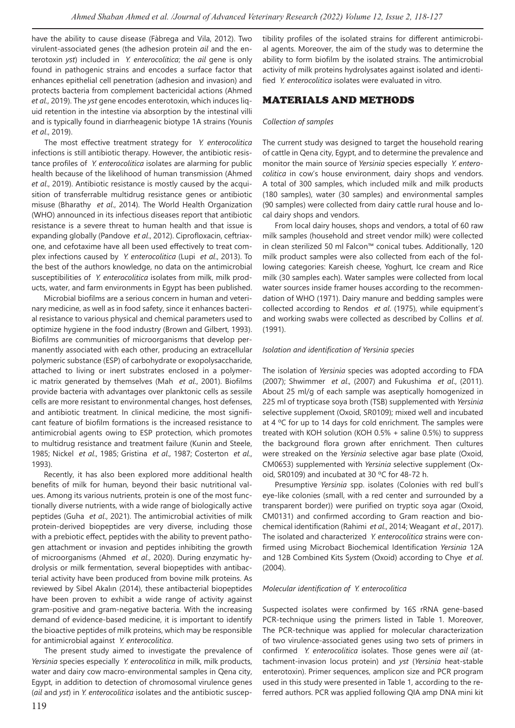have the ability to cause disease (Fàbrega and Vila, 2012). Two virulent-associated genes (the adhesion protein *ail* and the enterotoxin *yst*) included in *Y. enterocolitica*; the *ail* gene is only found in pathogenic strains and encodes a surface factor that enhances epithelial cell penetration (adhesion and invasion) and protects bacteria from complement bactericidal actions (Ahmed *et al*., 2019). The *yst* gene encodes enterotoxin, which induces liquid retention in the intestine via absorption by the intestinal villi and is typically found in diarrheagenic biotype 1A strains (Younis *et al*., 2019).

The most effective treatment strategy for *Y. enterocolitica* infections is still antibiotic therapy. However, the antibiotic resistance profiles of *Y. enterocolitica* isolates are alarming for public health because of the likelihood of human transmission (Ahmed *et al*., 2019). Antibiotic resistance is mostly caused by the acquisition of transferrable multidrug resistance genes or antibiotic misuse (Bharathy *et al*., 2014). The World Health Organization (WHO) announced in its infectious diseases report that antibiotic resistance is a severe threat to human health and that issue is expanding globally (Pandove *et al*., 2012). Ciprofloxacin, ceftriaxone, and cefotaxime have all been used effectively to treat complex infections caused by *Y. enterocolitica* (Lupi *et al*., 2013). To the best of the authors knowledge, no data on the antimicrobial susceptibilities of *Y. enterocolitica* isolates from milk, milk products, water, and farm environments in Egypt has been published.

Microbial biofilms are a serious concern in human and veterinary medicine, as well as in food safety, since it enhances bacterial resistance to various physical and chemical parameters used to optimize hygiene in the food industry (Brown and Gilbert, 1993). Biofilms are communities of microorganisms that develop permanently associated with each other, producing an extracellular polymeric substance (ESP) of carbohydrate or exopolysaccharide, attached to living or inert substrates enclosed in a polymeric matrix generated by themselves (Mah *et al*., 2001). Biofilms provide bacteria with advantages over planktonic cells as sessile cells are more resistant to environmental changes, host defenses, and antibiotic treatment. In clinical medicine, the most significant feature of biofilm formations is the increased resistance to antimicrobial agents owing to ESP protection, which promotes to multidrug resistance and treatment failure (Kunin and Steele, 1985; Nickel *et al*., 1985; Gristina *et al*., 1987; Costerton *et al*., 1993).

Recently, it has also been explored more additional health benefits of milk for human, beyond their basic nutritional values. Among its various nutrients, protein is one of the most functionally diverse nutrients, with a wide range of biologically active peptides (Guha *et al*., 2021). The antimicrobial activities of milk protein-derived biopeptides are very diverse, including those with a prebiotic effect, peptides with the ability to prevent pathogen attachment or invasion and peptides inhibiting the growth of microorganisms (Ahmed *et al*., 2020). During enzymatic hydrolysis or milk fermentation, several biopeptides with antibacterial activity have been produced from bovine milk proteins. As reviewed by Sibel Akalın (2014), these antibacterial biopeptides have been proven to exhibit a wide range of activity against gram-positive and gram-negative bacteria. With the increasing demand of evidence-based medicine, it is important to identify the bioactive peptides of milk proteins, which may be responsible for antimicrobial against *Y. enterocolitica*.

The present study aimed to investigate the prevalence of *Yersinia* species especially *Y. enterocolitica* in milk, milk products, water and dairy cow macro-environmental samples in Qena city, Egypt, in addition to detection of chromosomal virulence genes (*ail* and *yst*) in *Y. enterocolitica* isolates and the antibiotic susceptibility profiles of the isolated strains for different antimicrobial agents. Moreover, the aim of the study was to determine the ability to form biofilm by the isolated strains. The antimicrobial activity of milk proteins hydrolysates against isolated and identified *Y. enterocolitica* isolates were evaluated in vitro.

## MATERIALS AND METHODS

### *Collection of samples*

The current study was designed to target the household rearing of cattle in Qena city, Egypt, and to determine the prevalence and monitor the main source of *Yersinia* species especially *Y. enterocolitica* in cow's house environment, dairy shops and vendors. A total of 300 samples, which included milk and milk products (180 samples), water (30 samples) and environmental samples (90 samples) were collected from dairy cattle rural house and local dairy shops and vendors.

From local dairy houses, shops and vendors, a total of 60 raw milk samples (household and street vendor milk) were collected in clean sterilized 50 ml Falcon™ conical tubes. Additionally, 120 milk product samples were also collected from each of the following categories: Kareish cheese, Yoghurt, Ice cream and Rice milk (30 samples each). Water samples were collected from local water sources inside framer houses according to the recommendation of WHO (1971). Dairy manure and bedding samples were collected according to Rendos *et al*. (1975), while equipment's and working swabs were collected as described by Collins *et al*. (1991).

### *Isolation and identification of Yersinia species*

The isolation of *Yersinia* species was adopted according to FDA (2007); Shwimmer *et al*., (2007) and Fukushima *et al*., (2011). About 25 ml/g of each sample was aseptically homogenized in 225 ml of trypticase soya broth (TSB) supplemented with *Yersinia* selective supplement (Oxoid, SR0109); mixed well and incubated at 4 ºC for up to 14 days for cold enrichment. The samples were treated with KOH solution (KOH 0.5% + saline 0.5%) to suppress the background flora grown after enrichment. Then cultures were streaked on the *Yersinia* selective agar base plate (Oxoid, CM0653) supplemented with *Yersinia* selective supplement (Oxoid, SR0109) and incubated at 30 ºC for 48-72 h.

Presumptive *Yersinia* spp. isolates (Colonies with red bull's eye-like colonies (small, with a red center and surrounded by a transparent border)) were purified on tryptic soya agar (Oxoid, CM0131) and confirmed according to Gram reaction and biochemical identification (Rahimi *et al*., 2014; Weagant *et al*., 2017). The isolated and characterized *Y. enterocolitica* strains were confirmed using Microbact Biochemical Identification *Yersinia* 12A and 12B Combined Kits System (Oxoid) according to Chye *et al*. (2004).

### *Molecular identification of Y. enterocolitica*

Suspected isolates were confirmed by 16S rRNA gene-based PCR-technique using the primers listed in Table 1. Moreover, The PCR-technique was applied for molecular characterization of two virulence-associated genes using two sets of primers in confirmed *Y. enterocolitica* isolates. Those genes were *ail* (attachment-invasion locus protein) and *yst* (*Yersinia* heat-stable enterotoxin). Primer sequences, amplicon size and PCR program used in this study were presented in Table 1, according to the referred authors. PCR was applied following QIA amp DNA mini kit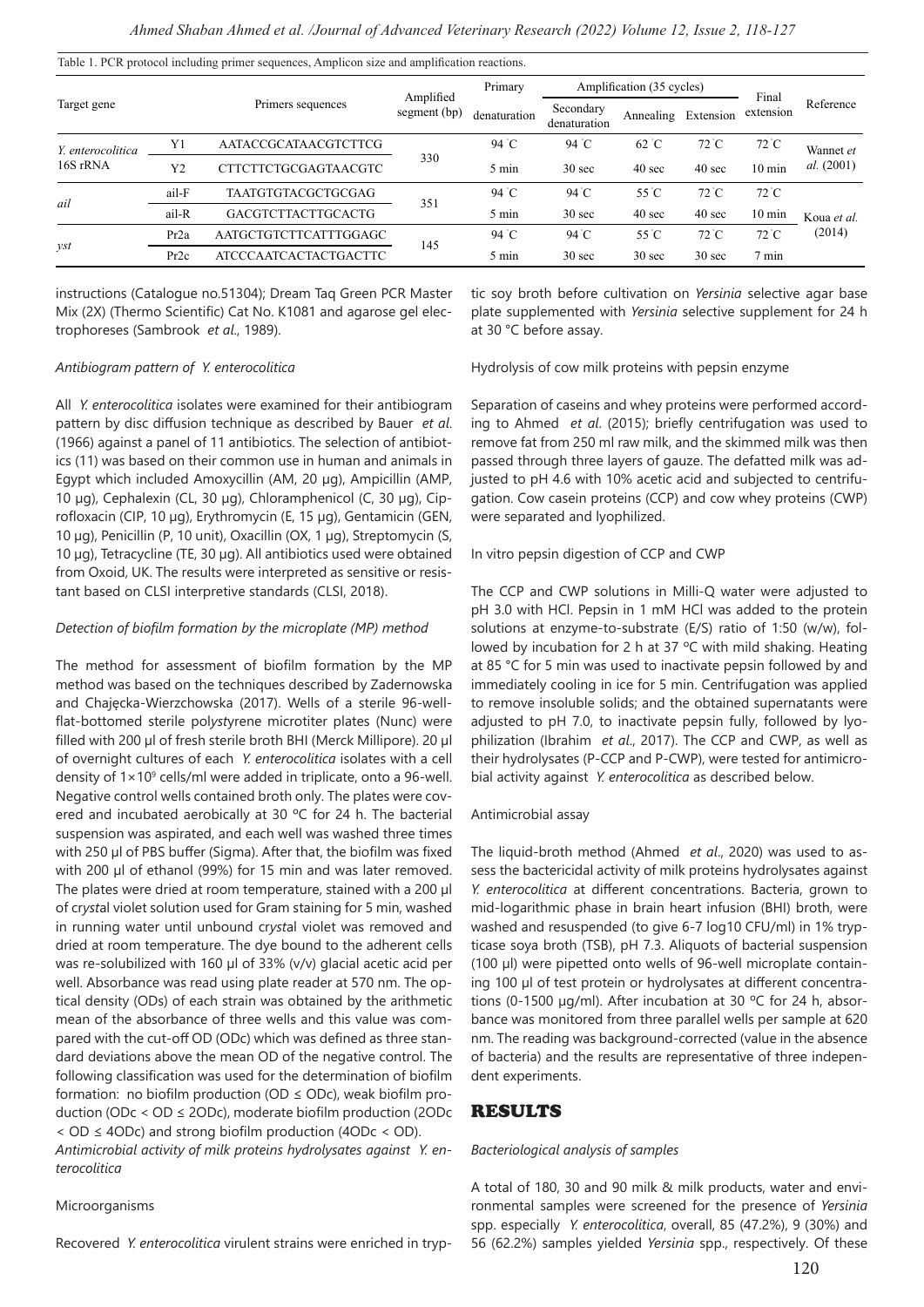Table 1. PCR protocol including primer sequences, Amplicon size and amplification reactions.

| Target gene | | Primers sequences | Amplified segment (bp) | Primary denaturation | Amplification (35 cycles) | | | Final extension | Reference |
|---|---|---|---|---|---|---|---|---|---|
| | | | | | Secondary denaturation | Annealing | Extension | | |
| *Y. enterocolitica* 16S rRNA | Y1 | AATACCGCATAACGTCTTCG | 330 | 94 ˚C 5 min | 94 ˚C 30 sec | 62 ˚C 40 sec | 72 ˚C 40 sec | 72 ˚C 10 min | Wannet *et al.* (2001) |
| | Y2 | CTTCTTCTGCGAGTAACGTC | | | | | | | |
| *ail* | ail-F | TAATGTGTACGCTGCGAG | 351 | 94 ˚C 5 min | 94 ˚C 30 sec | 55 ˚C 40 sec | 72 ˚C 40 sec | 72 ˚C 10 min | Koua *et al.* (2014) |
| | ail-R | GACGTCTTACTTGCACTG | | | | | | | |
| *yst* | Pr2a | AATGCTGTCTTCATTTGGAGC | 145 | 94 ˚C 5 min | 94 ˚C 30 sec | 55 ˚C 30 sec | 72 ˚C 30 sec | 72 ˚C 7 min | |
| | Pr2c | ATCCCAATCACTACTGACTTC | | | | | | | |

instructions (Catalogue no.51304); Dream Taq Green PCR Master Mix (2X) (Thermo Scientific) Cat No. K1081 and agarose gel electrophoreses (Sambrook *et al.*, 1989).

*Antibiogram pattern of Y. enterocolitica*

All *Y. enterocolitica* isolates were examined for their antibiogram pattern by disc diffusion technique as described by Bauer *et al.* (1966) against a panel of 11 antibiotics. The selection of antibiotics (11) was based on their common use in human and animals in Egypt which included Amoxycillin (AM, 20 µg), Ampicillin (AMP, 10 µg), Cephalexin (CL, 30 µg), Chloramphenicol (C, 30 µg), Ciprofloxacin (CIP, 10 µg), Erythromycin (E, 15 µg), Gentamicin (GEN, 10 µg), Penicillin (P, 10 unit), Oxacillin (OX, 1 µg), Streptomycin (S, 10 µg), Tetracycline (TE, 30 µg). All antibiotics used were obtained from Oxoid, UK. The results were interpreted as sensitive or resistant based on CLSI interpretive standards (CLSI, 2018).

*Detection of biofilm formation by the microplate (MP) method*

The method for assessment of biofilm formation by the MP method was based on the techniques described by Zadernowska and Chajęcka-Wierzchowska (2017). Wells of a sterile 96-well-flat-bottomed sterile polystyrene microtiter plates (Nunc) were filled with 200 µl of fresh sterile broth BHI (Merck Millipore). 20 µl of overnight cultures of each *Y. enterocolitica* isolates with a cell density of $1\times10^9$ cells/ml were added in triplicate, onto a 96-well. Negative control wells contained broth only. The plates were covered and incubated aerobically at 30 ºC for 24 h. The bacterial suspension was aspirated, and each well was washed three times with 250 µl of PBS buffer (Sigma). After that, the biofilm was fixed with 200 µl of ethanol (99%) for 15 min and was later removed. The plates were dried at room temperature, stained with a 200 µl of crystal violet solution used for Gram staining for 5 min, washed in running water until unbound crystal violet was removed and dried at room temperature. The dye bound to the adherent cells was re-solubilized with 160 µl of 33% (v/v) glacial acetic acid per well. Absorbance was read using plate reader at 570 nm. The optical density (ODs) of each strain was obtained by the arithmetic mean of the absorbance of three wells and this value was compared with the cut-off OD (ODc) which was defined as three standard deviations above the mean OD of the negative control. The following classification was used for the determination of biofilm formation: no biofilm production (OD ≤ ODc), weak biofilm production (ODc < OD ≤ 2ODc), moderate biofilm production (2ODc < OD ≤ 4ODc) and strong biofilm production (4ODc < OD).

*Antimicrobial activity of milk proteins hydrolysates against Y. enterocolitica*

Microorganisms

Recovered *Y. enterocolitica* virulent strains were enriched in tryptic soy broth before cultivation on *Yersinia* selective agar base plate supplemented with *Yersinia* selective supplement for 24 h at 30 °C before assay.

Hydrolysis of cow milk proteins with pepsin enzyme

Separation of caseins and whey proteins were performed according to Ahmed *et al.* (2015); briefly centrifugation was used to remove fat from 250 ml raw milk, and the skimmed milk was then passed through three layers of gauze. The defatted milk was adjusted to pH 4.6 with 10% acetic acid and subjected to centrifugation. Cow casein proteins (CCP) and cow whey proteins (CWP) were separated and lyophilized.

In vitro pepsin digestion of CCP and CWP

The CCP and CWP solutions in Milli-Q water were adjusted to pH 3.0 with HCl. Pepsin in 1 mM HCl was added to the protein solutions at enzyme-to-substrate (E/S) ratio of 1:50 (w/w), followed by incubation for 2 h at 37 ºC with mild shaking. Heating at 85 °C for 5 min was used to inactivate pepsin followed by and immediately cooling in ice for 5 min. Centrifugation was applied to remove insoluble solids; and the obtained supernatants were adjusted to pH 7.0, to inactivate pepsin fully, followed by lyophilization (Ibrahim *et al.*, 2017). The CCP and CWP, as well as their hydrolysates (P-CCP and P-CWP), were tested for antimicrobial activity against *Y. enterocolitica* as described below.

Antimicrobial assay

The liquid-broth method (Ahmed *et al.*, 2020) was used to assess the bactericidal activity of milk proteins hydrolysates against *Y. enterocolitica* at different concentrations. Bacteria, grown to mid-logarithmic phase in brain heart infusion (BHI) broth, were washed and resuspended (to give 6-7 log10 CFU/ml) in 1% trypticase soya broth (TSB), pH 7.3. Aliquots of bacterial suspension (100 µl) were pipetted onto wells of 96-well microplate containing 100 µl of test protein or hydrolysates at different concentrations (0-1500 µg/ml). After incubation at 30 ºC for 24 h, absorbance was monitored from three parallel wells per sample at 620 nm. The reading was background-corrected (value in the absence of bacteria) and the results are representative of three independent experiments.

## RESULTS

*Bacteriological analysis of samples*

A total of 180, 30 and 90 milk & milk products, water and environmental samples were screened for the presence of *Yersinia* spp. especially *Y. enterocolitica*, overall, 85 (47.2%), 9 (30%) and 56 (62.2%) samples yielded *Yersinia* spp., respectively. Of these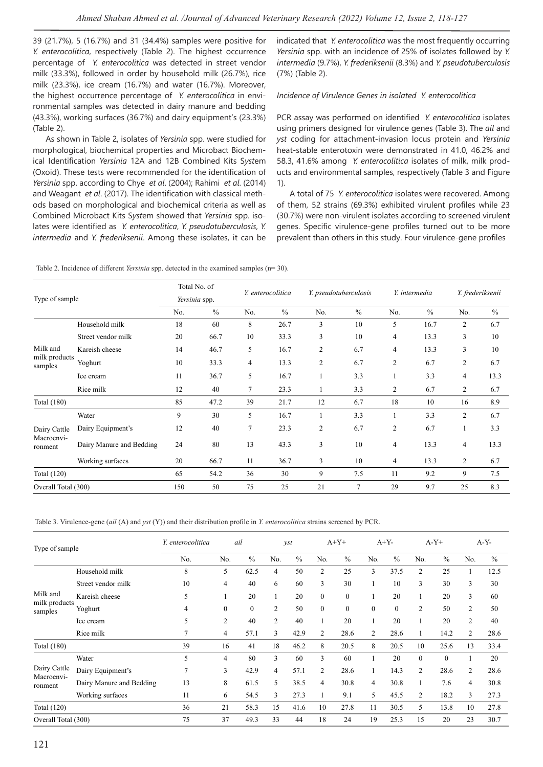39 (21.7%), 5 (16.7%) and 31 (34.4%) samples were positive for *Y. enterocolitica*, respectively (Table 2). The highest occurrence percentage of *Y. enterocolitica* was detected in street vendor milk (33.3%), followed in order by household milk (26.7%), rice milk (23.3%), ice cream (16.7%) and water (16.7%). Moreover, the highest occurrence percentage of *Y. enterocolitica* in environmental samples was detected in dairy manure and bedding (43.3%), working surfaces (36.7%) and dairy equipment's (23.3%) (Table 2).

As shown in Table 2, isolates of *Yersinia* spp. were studied for morphological, biochemical properties and Microbact Biochemical Identification *Yersinia* 12A and 12B Combined Kits System (Oxoid). These tests were recommended for the identification of *Yersinia* spp. according to Chye *et al*. (2004); Rahimi *et al*. (2014) and Weagant *et al*. (2017). The identification with classical methods based on morphological and biochemical criteria as well as Combined Microbact Kits System showed that *Yersinia* spp. isolates were identified as *Y. enterocolitica*, *Y. pseudotuberculosis*, *Y. intermedia* and *Y. frederiksenii*. Among these isolates, it can be indicated that *Y. enterocolitica* was the most frequently occurring *Yersinia* spp. with an incidence of 25% of isolates followed by *Y. intermedia* (9.7%), *Y. frederiksenii* (8.3%) and *Y. pseudotuberculosis* (7%) (Table 2).

*Incidence of Virulence Genes in isolated Y. enterocolitica*

PCR assay was performed on identified *Y. enterocolitica* isolates using primers designed for virulence genes (Table 3). The *ail* and *yst* coding for attachment-invasion locus protein and *Yersinia* heat-stable enterotoxin were demonstrated in 41.0, 46.2% and 58.3, 41.6% among *Y. enterocolitica* isolates of milk, milk products and environmental samples, respectively (Table 3 and Figure 1).

A total of 75 *Y. enterocolitica* isolates were recovered. Among of them, 52 strains (69.3%) exhibited virulent profiles while 23 (30.7%) were non-virulent isolates according to screened virulent genes. Specific virulence-gene profiles turned out to be more prevalent than others in this study. Four virulence-gene profiles

Table 2. Incidence of different *Yersinia* spp. detected in the examined samples (n= 30).

| Type of sample | | Total No. of *Yersinia* spp. | | *Y. enterocolitica* | | *Y. pseudotuberculosis* | | *Y. intermedia* | | *Y. frederiksenii* | |
|---|---|---|---|---|---|---|---|---|---|---|---|
| | | No. | % | No. | % | No. | % | No. | % | No. | % |
| Milk and milk products samples | Household milk | 18 | 60 | 8 | 26.7 | 3 | 10 | 5 | 16.7 | 2 | 6.7 |
| | Street vendor milk | 20 | 66.7 | 10 | 33.3 | 3 | 10 | 4 | 13.3 | 3 | 10 |
| | Kareish cheese | 14 | 46.7 | 5 | 16.7 | 2 | 6.7 | 4 | 13.3 | 3 | 10 |
| | Yoghurt | 10 | 33.3 | 4 | 13.3 | 2 | 6.7 | 2 | 6.7 | 2 | 6.7 |
| | Ice cream | 11 | 36.7 | 5 | 16.7 | 1 | 3.3 | 1 | 3.3 | 4 | 13.3 |
| | Rice milk | 12 | 40 | 7 | 23.3 | 1 | 3.3 | 2 | 6.7 | 2 | 6.7 |
| Total (180) | | 85 | 47.2 | 39 | 21.7 | 12 | 6.7 | 18 | 10 | 16 | 8.9 |
| Dairy Cattle Macroenvironment | Water | 9 | 30 | 5 | 16.7 | 1 | 3.3 | 1 | 3.3 | 2 | 6.7 |
| | Dairy Equipment's | 12 | 40 | 7 | 23.3 | 2 | 6.7 | 2 | 6.7 | 1 | 3.3 |
| | Dairy Manure and Bedding | 24 | 80 | 13 | 43.3 | 3 | 10 | 4 | 13.3 | 4 | 13.3 |
| | Working surfaces | 20 | 66.7 | 11 | 36.7 | 3 | 10 | 4 | 13.3 | 2 | 6.7 |
| Total (120) | | 65 | 54.2 | 36 | 30 | 9 | 7.5 | 11 | 9.2 | 9 | 7.5 |
| Overall Total (300) | | 150 | 50 | 75 | 25 | 21 | 7 | 29 | 9.7 | 25 | 8.3 |

Table 3. Virulence-gene (*ail* (A) and *yst* (Y)) and their distribution profile in *Y. enterocolitica* strains screened by PCR.

| Type of sample | | *Y. enterocolitica* | *ail* | | *yst* | | A+Y+ | | A+Y- | | A-Y+ | | A-Y- | |
|---|---|---|---|---|---|---|---|---|---|---|---|---|---|---|
| | | No. | No. | % | No. | % | No. | % | No. | % | No. | % | No. | % |
| Milk and milk products samples | Household milk | 8 | 5 | 62.5 | 4 | 50 | 2 | 25 | 3 | 37.5 | 2 | 25 | 1 | 12.5 |
| | Street vendor milk | 10 | 4 | 40 | 6 | 60 | 3 | 30 | 1 | 10 | 3 | 30 | 3 | 30 |
| | Kareish cheese | 5 | 1 | 20 | 1 | 20 | 0 | 0 | 1 | 20 | 1 | 20 | 3 | 60 |
| | Yoghurt | 4 | 0 | 0 | 2 | 50 | 0 | 0 | 0 | 0 | 2 | 50 | 2 | 50 |
| | Ice cream | 5 | 2 | 40 | 2 | 40 | 1 | 20 | 1 | 20 | 1 | 20 | 2 | 40 |
| | Rice milk | 7 | 4 | 57.1 | 3 | 42.9 | 2 | 28.6 | 2 | 28.6 | 1 | 14.2 | 2 | 28.6 |
| Total (180) | | 39 | 16 | 41 | 18 | 46.2 | 8 | 20.5 | 8 | 20.5 | 10 | 25.6 | 13 | 33.4 |
| Dairy Cattle Macroenvironment | Water | 5 | 4 | 80 | 3 | 60 | 3 | 60 | 1 | 20 | 0 | 0 | 1 | 20 |
| | Dairy Equipment's | 7 | 3 | 42.9 | 4 | 57.1 | 2 | 28.6 | 1 | 14.3 | 2 | 28.6 | 2 | 28.6 |
| | Dairy Manure and Bedding | 13 | 8 | 61.5 | 5 | 38.5 | 4 | 30.8 | 4 | 30.8 | 1 | 7.6 | 4 | 30.8 |
| | Working surfaces | 11 | 6 | 54.5 | 3 | 27.3 | 1 | 9.1 | 5 | 45.5 | 2 | 18.2 | 3 | 27.3 |
| Total (120) | | 36 | 21 | 58.3 | 15 | 41.6 | 10 | 27.8 | 11 | 30.5 | 5 | 13.8 | 10 | 27.8 |
| Overall Total (300) | | 75 | 37 | 49.3 | 33 | 44 | 18 | 24 | 19 | 25.3 | 15 | 20 | 23 | 30.7 |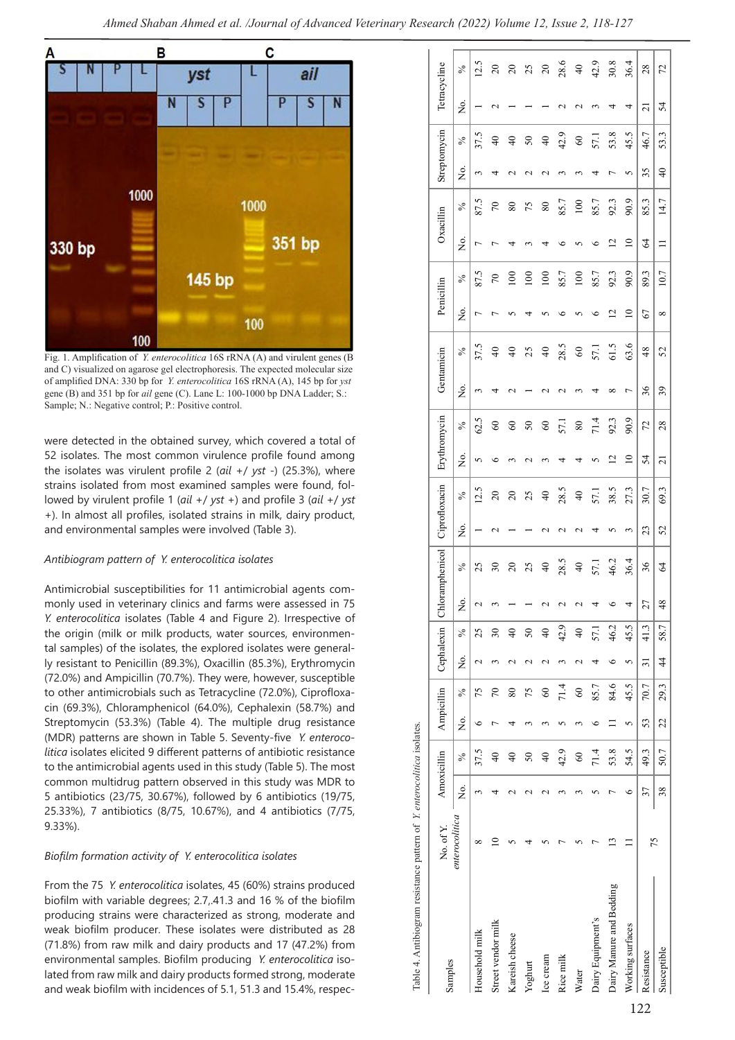Fig. 1. Amplification of *Y. enterocolitica* 16S rRNA (A) and virulent genes (B and C) visualized on agarose gel electrophoresis. The expected molecular size of amplified DNA: 330 bp for *Y. enterocolitica* 16S rRNA (A), 145 bp for *yst* gene (B) and 351 bp for *ail* gene (C). Lane L: 100-1000 bp DNA Ladder; S.: Sample; N.: Negative control; P.: Positive control.

were detected in the obtained survey, which covered a total of 52 isolates. The most common virulence profile found among the isolates was virulent profile 2 (*ail* +/ *yst* -) (25.3%), where strains isolated from most examined samples were found, followed by virulent profile 1 (*ail* +/ *yst* +) and profile 3 (*ail* +/ *yst* +). In almost all profiles, isolated strains in milk, dairy product, and environmental samples were involved (Table 3).

### Antibiogram pattern of *Y. enterocolitica* isolates

Antimicrobial susceptibilities for 11 antimicrobial agents commonly used in veterinary clinics and farms were assessed in 75 *Y. enterocolitica* isolates (Table 4 and Figure 2). Irrespective of the origin (milk or milk products, water sources, environmentally samples) of the isolates, the explored isolates were generally resistant to Penicillin (89.3%), Oxacillin (85.3%), Erythromycin (72.0%) and Ampicillin (70.7%). They were, however, susceptible to other antimicrobials such as Tetracycline (72.0%), Ciprofloxacin (69.3%), Chloramphenicol (64.0%), Cephalexin (58.7%) and Streptomycin (53.3%) (Table 4). The multiple drug resistance (MDR) patterns are shown in Table 5. Seventy-five *Y. enterocolitica* isolates elicited 9 different patterns of antibiotic resistance to the antimicrobial agents used in this study (Table 5). The most common multidrug pattern observed in this study was MDR to 5 antibiotics (23/75, 30.67%), followed by 6 antibiotics (19/75, 25.33%), 7 antibiotics (8/75, 10.67%), and 4 antibiotics (7/75, 9.33%).

### Biofilm formation activity of *Y. enterocolitica* isolates

From the 75 *Y. enterocolitica* isolates, 45 (60%) strains produced biofilm with variable degrees; 2.7,.41.3 and 16 % of the biofilm producing strains were characterized as strong, moderate and weak biofilm producer. These isolates were distributed as 28 (71.8%) from raw milk and dairy products and 17 (47.2%) from environmental samples. Biofilm producing *Y. enterocolitica* isolated from raw milk and dairy products formed strong, moderate and weak biofilm with incidences of 5.1, 51.3 and 15.4%, respec-

Table 4. Antibiogram resistance pattern of *Y. enterocolitica* isolates.

| Samples | No. of *Y. enterocolitica* | Amoxicillin | | Ampicillin | | Cephalexin | | Chloramphenicol | | Ciprofloxacin | | Erythromycin | | Gentamicin | | Penicillin | | Oxacillin | | Streptomycin | | Tetracycline | |
|---|---|---|---|---|---|---|---|---|---|---|---|---|---|---|---|---|---|---|---|---|---|---|---|
| | | No. | % | No. | % | No. | % | No. | % | No. | % | No. | % | No. | % | No. | % | No. | % | No. | % | No. | % |
| Household milk | 8 | 3 | 37.5 | 6 | 75 | 2 | 25 | 2 | 25 | 1 | 12.5 | 5 | 62.5 | 3 | 37.5 | 7 | 87.5 | 7 | 87.5 | 3 | 37.5 | 1 | 12.5 |
| Street vendor milk | 10 | 4 | 40 | 7 | 70 | 3 | 30 | 3 | 30 | 2 | 20 | 6 | 60 | 4 | 40 | 7 | 70 | 7 | 70 | 4 | 40 | 2 | 20 |
| Kareish cheese | 5 | 2 | 40 | 4 | 80 | 2 | 40 | 1 | 20 | 1 | 20 | 3 | 60 | 2 | 40 | 5 | 100 | 4 | 80 | 2 | 40 | 1 | 20 |
| Yoghurt | 4 | 2 | 50 | 3 | 75 | 2 | 50 | 1 | 25 | 1 | 25 | 2 | 50 | 1 | 25 | 4 | 100 | 3 | 75 | 2 | 50 | 1 | 25 |
| Ice cream | 5 | 2 | 40 | 3 | 60 | 2 | 40 | 2 | 40 | 2 | 40 | 3 | 60 | 2 | 40 | 5 | 100 | 4 | 80 | 2 | 40 | 1 | 20 |
| Rice milk | 7 | 3 | 42.9 | 5 | 71.4 | 3 | 42.9 | 2 | 28.5 | 2 | 28.5 | 4 | 57.1 | 2 | 28.5 | 6 | 85.7 | 6 | 85.7 | 3 | 42.9 | 2 | 28.6 |
| Water | 5 | 3 | 60 | 3 | 60 | 2 | 40 | 2 | 40 | 2 | 40 | 4 | 80 | 3 | 60 | 5 | 100 | 5 | 100 | 3 | 60 | 2 | 40 |
| Dairy Equipment's | 7 | 5 | 71.4 | 6 | 85.7 | 4 | 57.1 | 4 | 57.1 | 4 | 57.1 | 5 | 71.4 | 4 | 57.1 | 6 | 85.7 | 6 | 85.7 | 4 | 57.1 | 3 | 42.9 |
| Dairy Manure and Bedding | 13 | 7 | 53.8 | 11 | 84.6 | 6 | 46.2 | 6 | 46.2 | 5 | 38.5 | 12 | 92.3 | 8 | 61.5 | 12 | 92.3 | 12 | 92.3 | 7 | 53.8 | 4 | 30.8 |
| Working surfaces | 11 | 6 | 54.5 | 5 | 45.5 | 5 | 45.5 | 4 | 36.4 | 3 | 27.3 | 10 | 90.9 | 7 | 63.6 | 10 | 90.9 | 10 | 90.9 | 5 | 45.5 | 4 | 36.4 |
| Resistance | 75 | 37 | 49.3 | 53 | 70.7 | 31 | 41.3 | 27 | 36 | 23 | 30.7 | 54 | 72 | 36 | 48 | 67 | 89.3 | 64 | 85.3 | 35 | 46.7 | 21 | 28 |
| Susceptible | | 38 | 50.7 | 22 | 29.3 | 44 | 58.7 | 48 | 64 | 52 | 69.3 | 21 | 28 | 39 | 52 | 8 | 10.7 | 11 | 14.7 | 40 | 53.3 | 54 | 72 |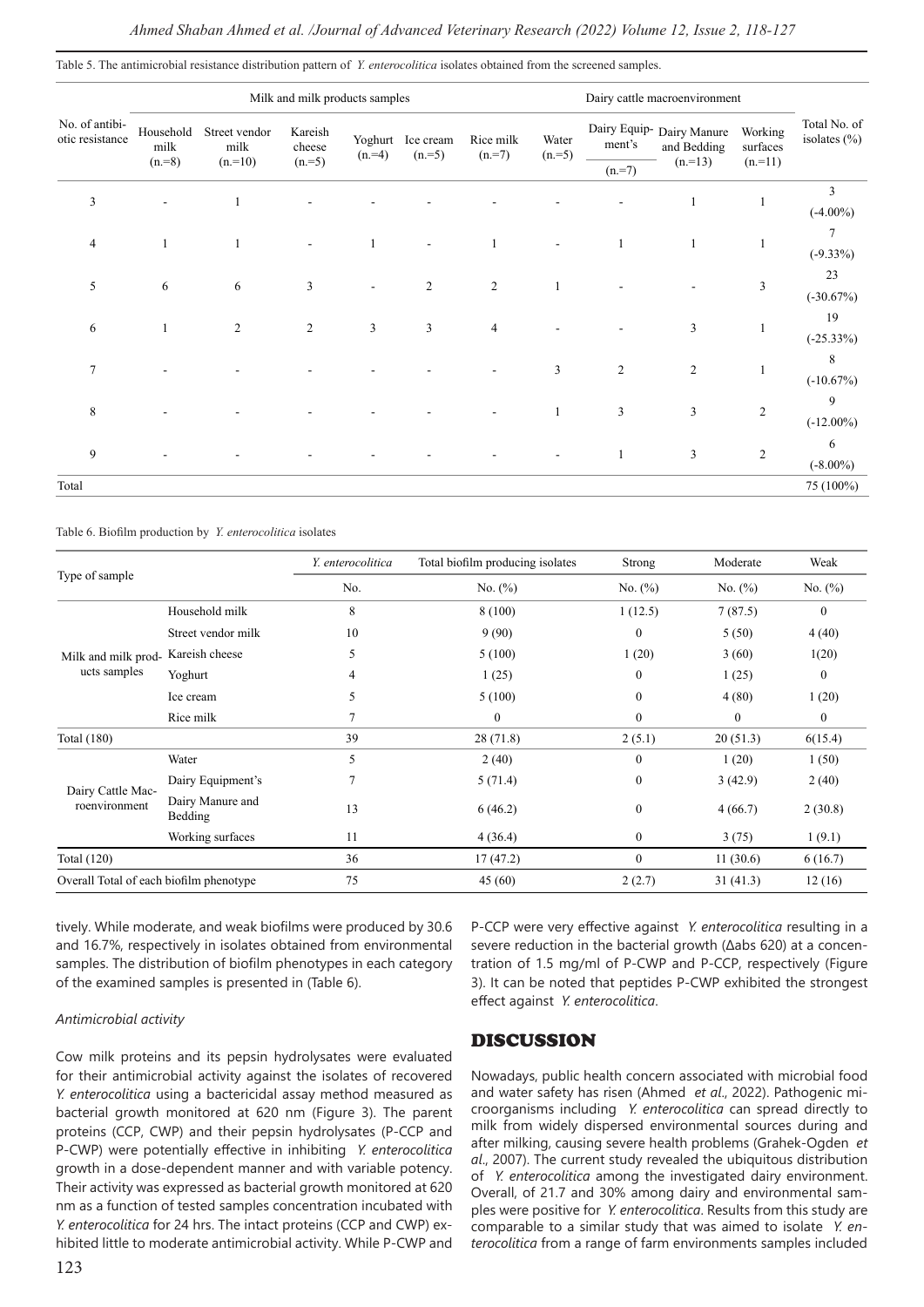Table 5. The antimicrobial resistance distribution pattern of *Y. enterocolitica* isolates obtained from the screened samples.

| No. of antibiotic resistance | Milk and milk products samples | | | | | | Dairy cattle macroenvironment | | | | Total No. of isolates (%) |
|---|---|---|---|---|---|---|---|---|---|---|---|
| | Household milk (n.=8) | Street vendor milk (n.=10) | Kareish cheese (n.=5) | Yoghurt (n.=4) | Ice cream (n.=5) | Rice milk (n.=7) | Water (n.=5) | Dairy Equipment's (n.=7) | Dairy Manure and Bedding (n.=13) | Working surfaces (n.=11) | |
| 3 | - | 1 | - | - | - | - | - | - | 1 | 1 | 3 (-4.00%) |
| 4 | 1 | 1 | - | 1 | - | 1 | - | 1 | 1 | 1 | 7 (-9.33%) |
| 5 | 6 | 6 | 3 | - | 2 | 2 | 1 | - | - | 3 | 23 (-30.67%) |
| 6 | 1 | 2 | 2 | 3 | 3 | 4 | - | - | 3 | 1 | 19 (-25.33%) |
| 7 | - | - | - | - | - | - | 3 | 2 | 2 | 1 | 8 (-10.67%) |
| 8 | - | - | - | - | - | - | 1 | 3 | 3 | 2 | 9 (-12.00%) |
| 9 | - | - | - | - | - | - | - | 1 | 3 | 2 | 6 (-8.00%) |
| Total | | | | | | | | | | | 75 (100%) |

Table 6. Biofilm production by *Y. enterocolitica* isolates

| Type of sample | | *Y. enterocolitica* | Total biofilm producing isolates | Strong | Moderate | Weak |
|---|---|---|---|---|---|---|
| | | No. | No. (%) | No. (%) | No. (%) | No. (%) |
| Milk and milk products samples | Household milk | 8 | 8 (100) | 1 (12.5) | 7 (87.5) | 0 |
| | Street vendor milk | 10 | 9 (90) | 0 | 5 (50) | 4 (40) |
| | Kareish cheese | 5 | 5 (100) | 1 (20) | 3 (60) | 1(20) |
| | Yoghurt | 4 | 1 (25) | 0 | 1 (25) | 0 |
| | Ice cream | 5 | 5 (100) | 0 | 4 (80) | 1 (20) |
| | Rice milk | 7 | 0 | 0 | 0 | 0 |
| Total (180) | | 39 | 28 (71.8) | 2 (5.1) | 20 (51.3) | 6(15.4) |
| Dairy Cattle Macroenvironment | Water | 5 | 2 (40) | 0 | 1 (20) | 1 (50) |
| | Dairy Equipment's | 7 | 5 (71.4) | 0 | 3 (42.9) | 2 (40) |
| | Dairy Manure and Bedding | 13 | 6 (46.2) | 0 | 4 (66.7) | 2 (30.8) |
| | Working surfaces | 11 | 4 (36.4) | 0 | 3 (75) | 1 (9.1) |
| Total (120) | | 36 | 17 (47.2) | 0 | 11 (30.6) | 6 (16.7) |
| Overall Total of each biofilm phenotype | | 75 | 45 (60) | 2 (2.7) | 31 (41.3) | 12 (16) |

tively. While moderate, and weak biofilms were produced by 30.6 and 16.7%, respectively in isolates obtained from environmental samples. The distribution of biofilm phenotypes in each category of the examined samples is presented in (Table 6).

*Antimicrobial activity*

Cow milk proteins and its pepsin hydrolysates were evaluated for their antimicrobial activity against the isolates of recovered *Y. enterocolitica* using a bactericidal assay method measured as bacterial growth monitored at 620 nm (Figure 3). The parent proteins (CCP, CWP) and their pepsin hydrolysates (P-CCP and P-CWP) were potentially effective in inhibiting *Y. enterocolitica* growth in a dose-dependent manner and with variable potency. Their activity was expressed as bacterial growth monitored at 620 nm as a function of tested samples concentration incubated with *Y. enterocolitica* for 24 hrs. The intact proteins (CCP and CWP) exhibited little to moderate antimicrobial activity. While P-CWP and P-CCP were very effective against *Y. enterocolitica* resulting in a severe reduction in the bacterial growth (Δabs 620) at a concentration of 1.5 mg/ml of P-CWP and P-CCP, respectively (Figure 3). It can be noted that peptides P-CWP exhibited the strongest effect against *Y. enterocolitica*.

## DISCUSSION

Nowadays, public health concern associated with microbial food and water safety has risen (Ahmed *et al*., 2022). Pathogenic microorganisms including *Y. enterocolitica* can spread directly to milk from widely dispersed environmental sources during and after milking, causing severe health problems (Grahek-Ogden *et al*., 2007). The current study revealed the ubiquitous distribution of *Y. enterocolitica* among the investigated dairy environment. Overall, of 21.7 and 30% among dairy and environmental samples were positive for *Y. enterocolitica*. Results from this study are comparable to a similar study that was aimed to isolate *Y. enterocolitica* from a range of farm environments samples included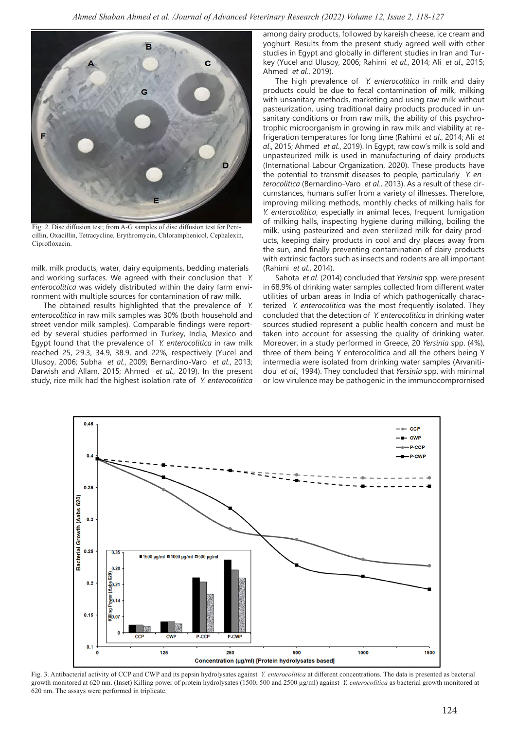Fig. 2. Disc diffusion test; from A-G samples of disc diffusion test for Penicillin, Oxacillin, Tetracycline, Erythromycin, Chloramphenicol, Cephalexin, Ciprofloxacin.

milk, milk products, water, dairy equipments, bedding materials and working surfaces. We agreed with their conclusion that *Y. enterocolitica* was widely distributed within the dairy farm environment with multiple sources for contamination of raw milk.

The obtained results highlighted that the prevalence of *Y. enterocolitica* in raw milk samples was 30% (both household and street vendor milk samples). Comparable findings were reported by several studies performed in Turkey, India, Mexico and Egypt found that the prevalence of *Y. enterocolitica* in raw milk reached 25, 29.3, 34.9, 38.9, and 22%, respectively (Yucel and Ulusoy, 2006; Subha *et al*., 2009; Bernardino-Varo *et al*., 2013; Darwish and Allam, 2015; Ahmed *et al*., 2019). In the present study, rice milk had the highest isolation rate of *Y. enterocolitica* among dairy products, followed by kareish cheese, ice cream and yoghurt. Results from the present study agreed well with other studies in Egypt and globally in different studies in Iran and Turkey (Yucel and Ulusoy, 2006; Rahimi *et al*., 2014; Ali *et al*., 2015; Ahmed *et al*., 2019).

The high prevalence of *Y. enterocolitica* in milk and dairy products could be due to fecal contamination of milk, milking with unsanitary methods, marketing and using raw milk without pasteurization, using traditional dairy products produced in unsanitary conditions or from raw milk, the ability of this psychrotrophic microorganism in growing in raw milk and viability at refrigeration temperatures for long time (Rahimi *et al*., 2014; Ali *et al*., 2015; Ahmed *et al*., 2019). In Egypt, raw cow's milk is sold and unpasteurized milk is used in manufacturing of dairy products (International Labour Organization, 2020). These products have the potential to transmit diseases to people, particularly *Y. enterocolitica* (Bernardino-Varo *et al*., 2013). As a result of these circumstances, humans suffer from a variety of illnesses. Therefore, improving milking methods, monthly checks of milking halls for *Y. enterocolitica*, especially in animal feces, frequent fumigation of milking halls, inspecting hygiene during milking, boiling the milk, using pasteurized and even sterilized milk for dairy products, keeping dairy products in cool and dry places away from the sun, and finally preventing contamination of dairy products with extrinsic factors such as insects and rodents are all important (Rahimi *et al*., 2014).

Sahota *et al*. (2014) concluded that *Yersinia* spp. were present in 68.9% of drinking water samples collected from different water utilities of urban areas in India of which pathogenically characterized *Y. enterocolitica* was the most frequently isolated. They concluded that the detection of *Y. enterocolitica* in drinking water sources studied represent a public health concern and must be taken into account for assessing the quality of drinking water. Moreover, in a study performed in Greece, 20 *Yersinia* spp. (4%), three of them being Y enterocolitica and all the others being Y intermedia were isolated from drinking water samples (Arvanitidou *et al*., 1994). They concluded that *Yersinia* spp. with minimal or low virulence may be pathogenic in the immunocomprornised

Fig. 3. Antibacterial activity of CCP and CWP and its pepsin hydrolysates against *Y. enterocolitica* at different concentrations. The data is presented as bacterial growth monitored at 620 nm. (Inset) Killing power of protein hydrolysates (1500, 500 and 2500 μg/ml) against *Y. enterocolitica* as bacterial growth monitored at 620 nm. The assays were performed in triplicate.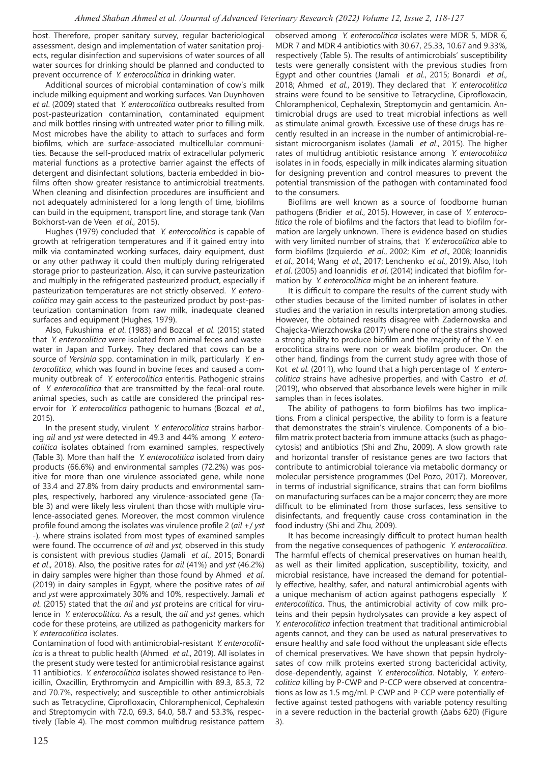host. Therefore, proper sanitary survey, regular bacteriological assessment, design and implementation of water sanitation projects, regular disinfection and supervisions of water sources of all water sources for drinking should be planned and conducted to prevent occurrence of *Y. enterocolitica* in drinking water.

Additional sources of microbial contamination of cow's milk include milking equipment and working surfaces. Van Duynhoven *et al*. (2009) stated that *Y. enterocolitica* outbreaks resulted from post-pasteurization contamination, contaminated equipment and milk bottles rinsing with untreated water prior to filling milk. Most microbes have the ability to attach to surfaces and form biofilms, which are surface-associated multicellular communities. Because the self-produced matrix of extracellular polymeric material functions as a protective barrier against the effects of detergent and disinfectant solutions, bacteria embedded in biofilms often show greater resistance to antimicrobial treatments. When cleaning and disinfection procedures are insufficient and not adequately administered for a long length of time, biofilms can build in the equipment, transport line, and storage tank (Van Bokhorst-van de Veen *et al*., 2015).

Hughes (1979) concluded that *Y. enterocolitica* is capable of growth at refrigeration temperatures and if it gained entry into milk via contaminated working surfaces, dairy equipment, dust or any other pathway it could then multiply during refrigerated storage prior to pasteurization. Also, it can survive pasteurization and multiply in the refrigerated pasteurized product, especially if pasteurization temperatures are not strictly observed. *Y. enterocolitica* may gain access to the pasteurized product by post-pasteurization contamination from raw milk, inadequate cleaned surfaces and equipment (Hughes, 1979).

Also, Fukushima *et al*. (1983) and Bozcal *et al*. (2015) stated that *Y. enterocolitica* were isolated from animal feces and wastewater in Japan and Turkey. They declared that cows can be a source of *Yersinia* spp. contamination in milk, particularly *Y. enterocolitica*, which was found in bovine feces and caused a community outbreak of *Y. enterocolitica* enteritis. Pathogenic strains of *Y. enterocolitica* that are transmitted by the fecal-oral route. animal species, such as cattle are considered the principal reservoir for *Y. enterocolitica* pathogenic to humans (Bozcal *et al*., 2015).

In the present study, virulent *Y. enterocolitica* strains harboring *ail* and *yst* were detected in 49.3 and 44% among *Y. enterocolitica* isolates obtained from examined samples, respectively (Table 3). More than half the *Y. enterocolitica* isolated from dairy products (66.6%) and environmental samples (72.2%) was positive for more than one virulence-associated gene, while none of 33.4 and 27.8% from dairy products and environmental samples, respectively, harbored any virulence-associated gene (Table 3) and were likely less virulent than those with multiple virulence-associated genes. Moreover, the most common virulence profile found among the isolates was virulence profile 2 (*ail* +/ *yst* -), where strains isolated from most types of examined samples were found. The occurrence of *ail* and *yst*, observed in this study is consistent with previous studies (Jamali *et al*., 2015; Bonardi *et al*., 2018). Also, the positive rates for *ail* (41%) and *yst* (46.2%) in dairy samples were higher than those found by Ahmed *et al*. (2019) in dairy samples in Egypt, where the positive rates of *ail* and *yst* were approximately 30% and 10%, respectively. Jamali *et al*. (2015) stated that the *ail* and *yst* proteins are critical for virulence in *Y. enterocolitica*. As a result, the *ail* and *yst* genes, which code for these proteins, are utilized as pathogenicity markers for *Y. enterocolitica* isolates.

Contamination of food with antimicrobial-resistant *Y. enterocolitica* is a threat to public health (Ahmed *et al*., 2019). All isolates in the present study were tested for antimicrobial resistance against 11 antibiotics. *Y. enterocolitica* isolates showed resistance to Penicillin, Oxacillin, Erythromycin and Ampicillin with 89.3, 85.3, 72 and 70.7%, respectively; and susceptible to other antimicrobials such as Tetracycline, Ciprofloxacin, Chloramphenicol, Cephalexin and Streptomycin with 72.0, 69.3, 64.0, 58.7 and 53.3%, respectively (Table 4). The most common multidrug resistance pattern observed among *Y. enterocolitica* isolates were MDR 5, MDR 6, MDR 7 and MDR 4 antibiotics with 30.67, 25.33, 10.67 and 9.33%, respectively (Table 5). The results of antimicrobials' susceptibility tests were generally consistent with the previous studies from Egypt and other countries (Jamali *et al*., 2015; Bonardi *et al*., 2018; Ahmed *et al*., 2019). They declared that *Y. enterocolitica* strains were found to be sensitive to Tetracycline, Ciprofloxacin, Chloramphenicol, Cephalexin, Streptomycin and gentamicin. Antimicrobial drugs are used to treat microbial infections as well as stimulate animal growth. Excessive use of these drugs has recently resulted in an increase in the number of antimicrobial-resistant microorganism isolates (Jamali *et al*., 2015). The higher rates of multidrug antibiotic resistance among *Y. enterocolitica* isolates in in foods, especially in milk indicates alarming situation for designing prevention and control measures to prevent the potential transmission of the pathogen with contaminated food to the consumers.

Biofilms are well known as a source of foodborne human pathogens (Bridier *et al*., 2015). However, in case of *Y. enterocolitica* the role of biofilms and the factors that lead to biofilm formation are largely unknown. There is evidence based on studies with very limited number of strains, that *Y. enterocolitica* able to form biofilms (Izquierdo *et al*., 2002; Kim *et al*., 2008; Ioannidis *et al*., 2014; Wang *et al*., 2017; Lenchenko *et al*., 2019). Also, Itoh *et al*. (2005) and Ioannidis *et al*. (2014) indicated that biofilm formation by *Y. enterocolitica* might be an inherent feature.

It is difficult to compare the results of the current study with other studies because of the limited number of isolates in other studies and the variation in results interpretation among studies. However, the obtained results disagree with Zadernowska and Chajęcka-Wierzchowska (2017) where none of the strains showed a strong ability to produce biofilm and the majority of the Y. enerocolitica strains were non or weak biofilm producer. On the other hand, findings from the current study agree with those of Kot *et al*. (2011), who found that a high percentage of *Y. enterocolitica* strains have adhesive properties, and with Castro *et al*. (2019), who observed that absorbance levels were higher in milk samples than in feces isolates.

The ability of pathogens to form biofilms has two implications. From a clinical perspective, the ability to form is a feature that demonstrates the strain's virulence. Components of a biofilm matrix protect bacteria from immune attacks (such as phagocytosis) and antibiotics (Shi and Zhu, 2009). A slow growth rate and horizontal transfer of resistance genes are two factors that contribute to antimicrobial tolerance via metabolic dormancy or molecular persistence programmes (Del Pozo, 2017). Moreover, in terms of industrial significance, strains that can form biofilms on manufacturing surfaces can be a major concern; they are more difficult to be eliminated from those surfaces, less sensitive to disinfectants, and frequently cause cross contamination in the food industry (Shi and Zhu, 2009).

It has become increasingly difficult to protect human health from the negative consequences of pathogenic *Y. enterocolitica*. The harmful effects of chemical preservatives on human health, as well as their limited application, susceptibility, toxicity, and microbial resistance, have increased the demand for potentially effective, healthy, safer, and natural antimicrobial agents with a unique mechanism of action against pathogens especially *Y. enterocolitica*. Thus, the antimicrobial activity of cow milk proteins and their pepsin hydrolysates can provide a key aspect of *Y. enterocolitica* infection treatment that traditional antimicrobial agents cannot, and they can be used as natural preservatives to ensure healthy and safe food without the unpleasant side effects of chemical preservatives. We have shown that pepsin hydrolysates of cow milk proteins exerted strong bactericidal activity, dose-dependently, against *Y. enterocolitica*. Notably, *Y. enterocolitica* killing by P-CWP and P-CCP were observed at concentrations as low as 1.5 mg/ml. P-CWP and P-CCP were potentially effective against tested pathogens with variable potency resulting in a severe reduction in the bacterial growth (Δabs 620) (Figure 3).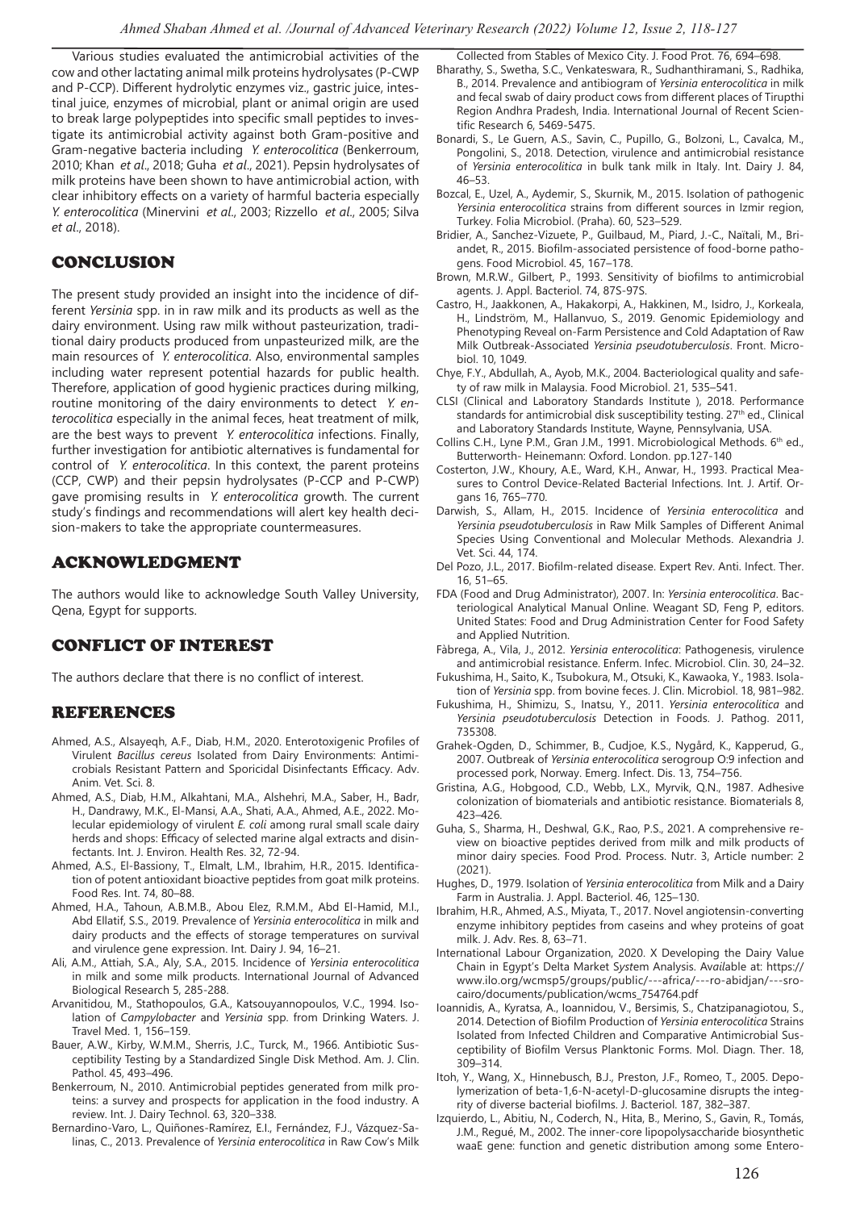Various studies evaluated the antimicrobial activities of the cow and other lactating animal milk proteins hydrolysates (P-CWP and P-CCP). Different hydrolytic enzymes viz., gastric juice, intestinal juice, enzymes of microbial, plant or animal origin are used to break large polypeptides into specific small peptides to investigate its antimicrobial activity against both Gram-positive and Gram-negative bacteria including *Y. enterocolitica* (Benkerroum, 2010; Khan *et al*., 2018; Guha *et al*., 2021). Pepsin hydrolysates of milk proteins have been shown to have antimicrobial action, with clear inhibitory effects on a variety of harmful bacteria especially *Y. enterocolitica* (Minervini *et al*., 2003; Rizzello *et al*., 2005; Silva *et al*., 2018).

## CONCLUSION

The present study provided an insight into the incidence of different *Yersinia* spp. in in raw milk and its products as well as the dairy environment. Using raw milk without pasteurization, traditional dairy products produced from unpasteurized milk, are the main resources of *Y. enterocolitica*. Also, environmental samples including water represent potential hazards for public health. Therefore, application of good hygienic practices during milking, routine monitoring of the dairy environments to detect *Y. enterocolitica* especially in the animal feces, heat treatment of milk, are the best ways to prevent *Y. enterocolitica* infections. Finally, further investigation for antibiotic alternatives is fundamental for control of *Y. enterocolitica*. In this context, the parent proteins (CCP, CWP) and their pepsin hydrolysates (P-CCP and P-CWP) gave promising results in *Y. enterocolitica* growth. The current study's findings and recommendations will alert key health decision-makers to take the appropriate countermeasures.

## ACKNOWLEDGMENT

The authors would like to acknowledge South Valley University, Qena, Egypt for supports.

## CONFLICT OF INTEREST

The authors declare that there is no conflict of interest.

## REFERENCES

- Ahmed, A.S., Alsayeqh, A.F., Diab, H.M., 2020. Enterotoxigenic Profiles of Virulent *Bacillus cereus* Isolated from Dairy Environments: Antimicrobials Resistant Pattern and Sporicidal Disinfectants Efficacy. Adv. Anim. Vet. Sci. 8.
- Ahmed, A.S., Diab, H.M., Alkahtani, M.A., Alshehri, M.A., Saber, H., Badr, H., Dandrawy, M.K., El-Mansi, A.A., Shati, A.A., Ahmed, A.E., 2022. Molecular epidemiology of virulent *E. coli* among rural small scale dairy herds and shops: Efficacy of selected marine algal extracts and disinfectants. Int. J. Environ. Health Res. 32, 72-94.
- Ahmed, A.S., El-Bassiony, T., Elmalt, L.M., Ibrahim, H.R., 2015. Identification of potent antioxidant bioactive peptides from goat milk proteins. Food Res. Int. 74, 80–88.
- Ahmed, H.A., Tahoun, A.B.M.B., Abou Elez, R.M.M., Abd El-Hamid, M.I., Abd Ellatif, S.S., 2019. Prevalence of *Yersinia enterocolitica* in milk and dairy products and the effects of storage temperatures on survival and virulence gene expression. Int. Dairy J. 94, 16–21.
- Ali, A.M., Attiah, S.A., Aly, S.A., 2015. Incidence of *Yersinia enterocolitica* in milk and some milk products. International Journal of Advanced Biological Research 5, 285-288.
- Arvanitidou, M., Stathopoulos, G.A., Katsouyannopoulos, V.C., 1994. Isolation of *Campylobacter* and *Yersinia* spp. from Drinking Waters. J. Travel Med. 1, 156–159.
- Bauer, A.W., Kirby, W.M.M., Sherris, J.C., Turck, M., 1966. Antibiotic Susceptibility Testing by a Standardized Single Disk Method. Am. J. Clin. Pathol. 45, 493–496.
- Benkerroum, N., 2010. Antimicrobial peptides generated from milk proteins: a survey and prospects for application in the food industry. A review. Int. J. Dairy Technol. 63, 320–338.
- Bernardino-Varo, L., Quiñones-Ramírez, E.I., Fernández, F.J., Vázquez-Salinas, C., 2013. Prevalence of *Yersinia enterocolitica* in Raw Cow's Milk Collected from Stables of Mexico City. J. Food Prot. 76, 694–698.
- Bharathy, S., Swetha, S.C., Venkateswara, R., Sudhanthiramani, S., Radhika, B., 2014. Prevalence and antibiogram of *Yersinia enterocolitica* in milk and fecal swab of dairy product cows from different places of Tirupthi Region Andhra Pradesh, India. International Journal of Recent Scientific Research 6, 5469-5475.
- Bonardi, S., Le Guern, A.S., Savin, C., Pupillo, G., Bolzoni, L., Cavalca, M., Pongolini, S., 2018. Detection, virulence and antimicrobial resistance of *Yersinia enterocolitica* in bulk tank milk in Italy. Int. Dairy J. 84, 46–53.
- Bozcal, E., Uzel, A., Aydemir, S., Skurnik, M., 2015. Isolation of pathogenic *Yersinia enterocolitica* strains from different sources in Izmir region, Turkey. Folia Microbiol. (Praha). 60, 523–529.
- Bridier, A., Sanchez-Vizuete, P., Guilbaud, M., Piard, J.-C., Naïtali, M., Briandet, R., 2015. Biofilm-associated persistence of food-borne pathogens. Food Microbiol. 45, 167–178.
- Brown, M.R.W., Gilbert, P., 1993. Sensitivity of biofilms to antimicrobial agents. J. Appl. Bacteriol. 74, 87S-97S.
- Castro, H., Jaakkonen, A., Hakakorpi, A., Hakkinen, M., Isidro, J., Korkeala, H., Lindström, M., Hallanvuo, S., 2019. Genomic Epidemiology and Phenotyping Reveal on-Farm Persistence and Cold Adaptation of Raw Milk Outbreak-Associated *Yersinia pseudotuberculosis*. Front. Microbiol. 10, 1049.
- Chye, F.Y., Abdullah, A., Ayob, M.K., 2004. Bacteriological quality and safety of raw milk in Malaysia. Food Microbiol. 21, 535–541.
- CLSI (Clinical and Laboratory Standards Institute ), 2018. Performance standards for antimicrobial disk susceptibility testing. 27th ed., Clinical and Laboratory Standards Institute, Wayne, Pennsylvania, USA.
- Collins C.H., Lyne P.M., Gran J.M., 1991. Microbiological Methods. 6th ed., Butterworth- Heinemann: Oxford. London. pp.127-140
- Costerton, J.W., Khoury, A.E., Ward, K.H., Anwar, H., 1993. Practical Measures to Control Device-Related Bacterial Infections. Int. J. Artif. Organs 16, 765–770.
- Darwish, S., Allam, H., 2015. Incidence of *Yersinia enterocolitica* and *Yersinia pseudotuberculosis* in Raw Milk Samples of Different Animal Species Using Conventional and Molecular Methods. Alexandria J. Vet. Sci. 44, 174.
- Del Pozo, J.L., 2017. Biofilm-related disease. Expert Rev. Anti. Infect. Ther. 16, 51–65.
- FDA (Food and Drug Administrator), 2007. In: *Yersinia enterocolitica*. Bacteriological Analytical Manual Online. Weagant SD, Feng P, editors. United States: Food and Drug Administration Center for Food Safety and Applied Nutrition.
- Fàbrega, A., Vila, J., 2012. *Yersinia enterocolitica*: Pathogenesis, virulence and antimicrobial resistance. Enferm. Infec. Microbiol. Clin. 30, 24–32.
- Fukushima, H., Saito, K., Tsubokura, M., Otsuki, K., Kawaoka, Y., 1983. Isolation of *Yersinia* spp. from bovine feces. J. Clin. Microbiol. 18, 981–982.
- Fukushima, H., Shimizu, S., Inatsu, Y., 2011. *Yersinia enterocolitica* and *Yersinia pseudotuberculosis* Detection in Foods. J. Pathog. 2011, 735308.
- Grahek-Ogden, D., Schimmer, B., Cudjoe, K.S., Nygård, K., Kapperud, G., 2007. Outbreak of *Yersinia enterocolitica* serogroup O:9 infection and processed pork, Norway. Emerg. Infect. Dis. 13, 754–756.
- Gristina, A.G., Hobgood, C.D., Webb, L.X., Myrvik, Q.N., 1987. Adhesive colonization of biomaterials and antibiotic resistance. Biomaterials 8, 423–426.
- Guha, S., Sharma, H., Deshwal, G.K., Rao, P.S., 2021. A comprehensive review on bioactive peptides derived from milk and milk products of minor dairy species. Food Prod. Process. Nutr. 3, Article number: 2 (2021).
- Hughes, D., 1979. Isolation of *Yersinia enterocolitica* from Milk and a Dairy Farm in Australia. J. Appl. Bacteriol. 46, 125–130.
- Ibrahim, H.R., Ahmed, A.S., Miyata, T., 2017. Novel angiotensin-converting enzyme inhibitory peptides from caseins and whey proteins of goat milk. J. Adv. Res. 8, 63–71.
- International Labour Organization, 2020. X Developing the Dairy Value Chain in Egypt's Delta Market System Analysis. Available at: https://www.ilo.org/wcmsp5/groups/public/---africa/---ro-abidjan/---sro-cairo/documents/publication/wcms_754764.pdf
- Ioannidis, A., Kyratsa, A., Ioannidou, V., Bersimis, S., Chatzipanagiotou, S., 2014. Detection of Biofilm Production of *Yersinia enterocolitica* Strains Isolated from Infected Children and Comparative Antimicrobial Susceptibility of Biofilm Versus Planktonic Forms. Mol. Diagn. Ther. 18, 309–314.
- Itoh, Y., Wang, X., Hinnebusch, B.J., Preston, J.F., Romeo, T., 2005. Depolymerization of beta-1,6-N-acetyl-D-glucosamine disrupts the integrity of diverse bacterial biofilms. J. Bacteriol. 187, 382–387.
- Izquierdo, L., Abitiu, N., Coderch, N., Hita, B., Merino, S., Gavin, R., Tomás, J.M., Regué, M., 2002. The inner-core lipopolysaccharide biosynthetic waaE gene: function and genetic distribution among some Entero-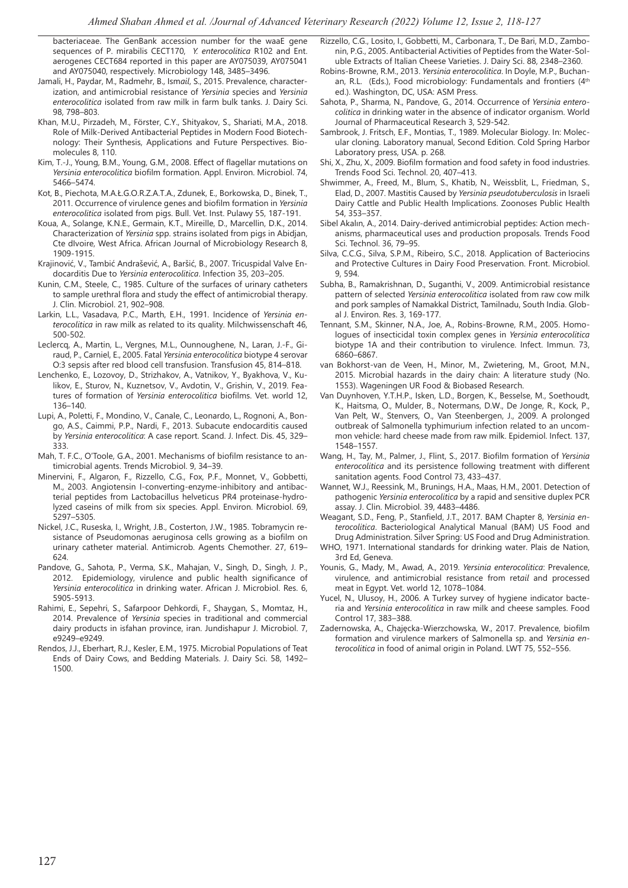bacteriaceae. The GenBank accession number for the waaE gene sequences of P. mirabilis CECT170, *Y. enterocolitica* R102 and Ent. aerogenes CECT684 reported in this paper are AY075039, AY075041 and AY075040, respectively. Microbiology 148, 3485–3496.

Jamali, H., Paydar, M., Radmehr, B., Ismail, S., 2015. Prevalence, characterization, and antimicrobial resistance of *Yersinia* species and *Yersinia enterocolitica* isolated from raw milk in farm bulk tanks. J. Dairy Sci. 98, 798–803.

Khan, M.U., Pirzadeh, M., Förster, C.Y., Shityakov, S., Shariati, M.A., 2018. Role of Milk-Derived Antibacterial Peptides in Modern Food Biotechnology: Their Synthesis, Applications and Future Perspectives. Biomolecules 8, 110.

Kim, T.-J., Young, B.M., Young, G.M., 2008. Effect of flagellar mutations on *Yersinia enterocolitica* biofilm formation. Appl. Environ. Microbiol. 74, 5466–5474.

Kot, B., Piechota, M.A.Ł.G.O.R.Z.A.T.A., Zdunek, E., Borkowska, D., Binek, T., 2011. Occurrence of virulence genes and biofilm formation in *Yersinia enterocolitica* isolated from pigs. Bull. Vet. Inst. Pulawy 55, 187-191.

Koua, A., Solange, K.N.E., Germain, K.T., Mireille, D., Marcellin, D.K., 2014. Characterization of *Yersinia* spp. strains isolated from pigs in Abidjan, Cte dIvoire, West Africa. African Journal of Microbiology Research 8, 1909-1915.

Krajinović, V., Tambić Andrašević, A., Baršić, B., 2007. Tricuspidal Valve Endocarditis Due to *Yersinia enterocolitica*. Infection 35, 203–205.

Kunin, C.M., Steele, C., 1985. Culture of the surfaces of urinary catheters to sample urethral flora and study the effect of antimicrobial therapy. J. Clin. Microbiol. 21, 902–908.

Larkin, L.L., Vasadava, P.C., Marth, E.H., 1991. Incidence of *Yersinia enterocolitica* in raw milk as related to its quality. Milchwissenschaft 46, 500-502.

Leclercq, A., Martin, L., Vergnes, M.L., Ounnoughene, N., Laran, J.-F., Giraud, P., Carniel, E., 2005. Fatal *Yersinia enterocolitica* biotype 4 serovar O:3 sepsis after red blood cell transfusion. Transfusion 45, 814–818.

Lenchenko, E., Lozovoy, D., Strizhakov, A., Vatnikov, Y., Byakhova, V., Kulikov, E., Sturov, N., Kuznetsov, V., Avdotin, V., Grishin, V., 2019. Features of formation of *Yersinia enterocolitica* biofilms. Vet. world 12, 136–140.

Lupi, A., Poletti, F., Mondino, V., Canale, C., Leonardo, L., Rognoni, A., Bongo, A.S., Caimmi, P.P., Nardi, F., 2013. Subacute endocarditis caused by *Yersinia enterocolitica*: A case report. Scand. J. Infect. Dis. 45, 329–333.

Mah, T. F.C., O'Toole, G.A., 2001. Mechanisms of biofilm resistance to antimicrobial agents. Trends Microbiol. 9, 34–39.

Minervini, F., Algaron, F., Rizzello, C.G., Fox, P.F., Monnet, V., Gobbetti, M., 2003. Angiotensin I-converting-enzyme-inhibitory and antibacterial peptides from Lactobacillus helveticus PR4 proteinase-hydrolyzed caseins of milk from six species. Appl. Environ. Microbiol. 69, 5297–5305.

Nickel, J.C., Ruseska, I., Wright, J.B., Costerton, J.W., 1985. Tobramycin resistance of Pseudomonas aeruginosa cells growing as a biofilm on urinary catheter material. Antimicrob. Agents Chemother. 27, 619–624.

Pandove, G., Sahota, P., Verma, S.K., Mahajan, V., Singh, D., Singh, J. P., 2012. Epidemiology, virulence and public health significance of *Yersinia enterocolitica* in drinking water. African J. Microbiol. Res. 6, 5905-5913.

Rahimi, E., Sepehri, S., Safarpoor Dehkordi, F., Shaygan, S., Momtaz, H., 2014. Prevalence of *Yersinia* species in traditional and commercial dairy products in isfahan province, iran. Jundishapur J. Microbiol. 7, e9249–e9249.

Rendos, J.J., Eberhart, R.J., Kesler, E.M., 1975. Microbial Populations of Teat Ends of Dairy Cows, and Bedding Materials. J. Dairy Sci. 58, 1492–1500.

Rizzello, C.G., Losito, I., Gobbetti, M., Carbonara, T., De Bari, M.D., Zambonin, P.G., 2005. Antibacterial Activities of Peptides from the Water-Soluble Extracts of Italian Cheese Varieties. J. Dairy Sci. 88, 2348–2360.

Robins-Browne, R.M., 2013. *Yersinia enterocolitica*. In Doyle, M.P., Buchanan, R.L. (Eds.), Food microbiology: Fundamentals and frontiers (4th ed.). Washington, DC, USA: ASM Press.

Sahota, P., Sharma, N., Pandove, G., 2014. Occurrence of *Yersinia enterocolitica* in drinking water in the absence of indicator organism. World Journal of Pharmaceutical Research 3, 529-542.

Sambrook, J. Fritsch, E.F., Montias, T., 1989. Molecular Biology. In: Molecular cloning. Laboratory manual, Second Edition. Cold Spring Harbor Laboratory press, USA. p. 268.

Shi, X., Zhu, X., 2009. Biofilm formation and food safety in food industries. Trends Food Sci. Technol. 20, 407–413.

Shwimmer, A., Freed, M., Blum, S., Khatib, N., Weissblit, L., Friedman, S., Elad, D., 2007. Mastitis Caused by *Yersinia pseudotuberculosis* in Israeli Dairy Cattle and Public Health Implications. Zoonoses Public Health 54, 353–357.

Sibel Akalın, A., 2014. Dairy-derived antimicrobial peptides: Action mechanisms, pharmaceutical uses and production proposals. Trends Food Sci. Technol. 36, 79–95.

Silva, C.C.G., Silva, S.P.M., Ribeiro, S.C., 2018. Application of Bacteriocins and Protective Cultures in Dairy Food Preservation. Front. Microbiol. 9, 594.

Subha, B., Ramakrishnan, D., Suganthi, V., 2009. Antimicrobial resistance pattern of selected *Yersinia enterocolitica* isolated from raw cow milk and pork samples of Namakkal District, Tamilnadu, South India. Global J. Environ. Res. 3, 169-177.

Tennant, S.M., Skinner, N.A., Joe, A., Robins-Browne, R.M., 2005. Homologues of insecticidal toxin complex genes in *Yersinia enterocolitica* biotype 1A and their contribution to virulence. Infect. Immun. 73, 6860–6867.

van Bokhorst-van de Veen, H., Minor, M., Zwietering, M., Groot, M.N., 2015. Microbial hazards in the dairy chain: A literature study (No. 1553). Wageningen UR Food & Biobased Research.

Van Duynhoven, Y.T.H.P., Isken, L.D., Borgen, K., Besselse, M., Soethoudt, K., Haitsma, O., Mulder, B., Notermans, D.W., De Jonge, R., Kock, P., Van Pelt, W., Stenvers, O., Van Steenbergen, J., 2009. A prolonged outbreak of Salmonella typhimurium infection related to an uncommon vehicle: hard cheese made from raw milk. Epidemiol. Infect. 137, 1548–1557.

Wang, H., Tay, M., Palmer, J., Flint, S., 2017. Biofilm formation of *Yersinia enterocolitica* and its persistence following treatment with different sanitation agents. Food Control 73, 433–437.

Wannet, W.J., Reessink, M., Brunings, H.A., Maas, H.M., 2001. Detection of pathogenic *Yersinia enterocolitica* by a rapid and sensitive duplex PCR assay. J. Clin. Microbiol. 39, 4483–4486.

Weagant, S.D., Feng, P., Stanfield, J.T., 2017. BAM Chapter 8, *Yersinia enterocolitica*. Bacteriological Analytical Manual (BAM) US Food and Drug Administration. Silver Spring: US Food and Drug Administration.

WHO, 1971. International standards for drinking water. Plais de Nation, 3rd Ed, Geneva.

Younis, G., Mady, M., Awad, A., 2019. *Yersinia enterocolitica*: Prevalence, virulence, and antimicrobial resistance from retail and processed meat in Egypt. Vet. world 12, 1078–1084.

Yucel, N., Ulusoy, H., 2006. A Turkey survey of hygiene indicator bacteria and *Yersinia enterocolitica* in raw milk and cheese samples. Food Control 17, 383–388.

Zadernowska, A., Chajęcka-Wierzchowska, W., 2017. Prevalence, biofilm formation and virulence markers of Salmonella sp. and *Yersinia enterocolitica* in food of animal origin in Poland. LWT 75, 552–556.